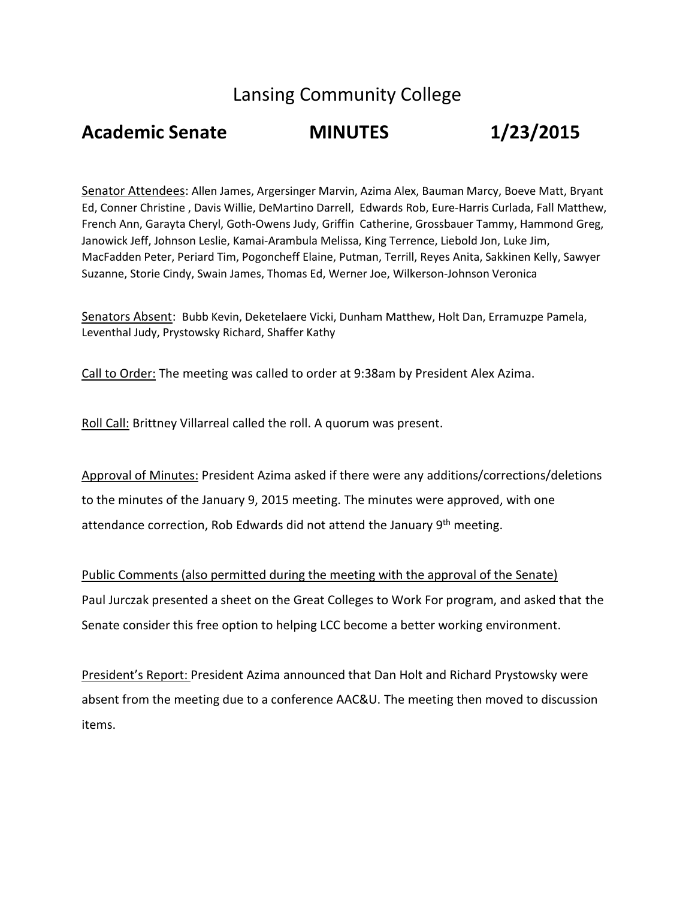# Lansing Community College

## Academic Senate MINUTES 1/23/2015

Senator Attendees: Allen James, Argersinger Marvin, Azima Alex, Bauman Marcy, Boeve Matt, Bryant Ed, Conner Christine , Davis Willie, DeMartino Darrell, Edwards Rob, Eure-Harris Curlada, Fall Matthew, French Ann, Garayta Cheryl, Goth-Owens Judy, Griffin Catherine, Grossbauer Tammy, Hammond Greg, Janowick Jeff, Johnson Leslie, Kamai-Arambula Melissa, King Terrence, Liebold Jon, Luke Jim, MacFadden Peter, Periard Tim, Pogoncheff Elaine, Putman, Terrill, Reyes Anita, Sakkinen Kelly, Sawyer Suzanne, Storie Cindy, Swain James, Thomas Ed, Werner Joe, Wilkerson-Johnson Veronica

Senators Absent: Bubb Kevin, Deketelaere Vicki, Dunham Matthew, Holt Dan, Erramuzpe Pamela, Leventhal Judy, Prystowsky Richard, Shaffer Kathy

Call to Order: The meeting was called to order at 9:38am by President Alex Azima.

Roll Call: Brittney Villarreal called the roll. A quorum was present.

Approval of Minutes: President Azima asked if there were any additions/corrections/deletions to the minutes of the January 9, 2015 meeting. The minutes were approved, with one attendance correction, Rob Edwards did not attend the January 9th meeting.

Public Comments (also permitted during the meeting with the approval of the Senate)
Paul Jurczak presented a sheet on the Great Colleges to Work For program, and asked that the Senate consider this free option to helping LCC become a better working environment.

President's Report: President Azima announced that Dan Holt and Richard Prystowsky were absent from the meeting due to a conference AAC&U. The meeting then moved to discussion items.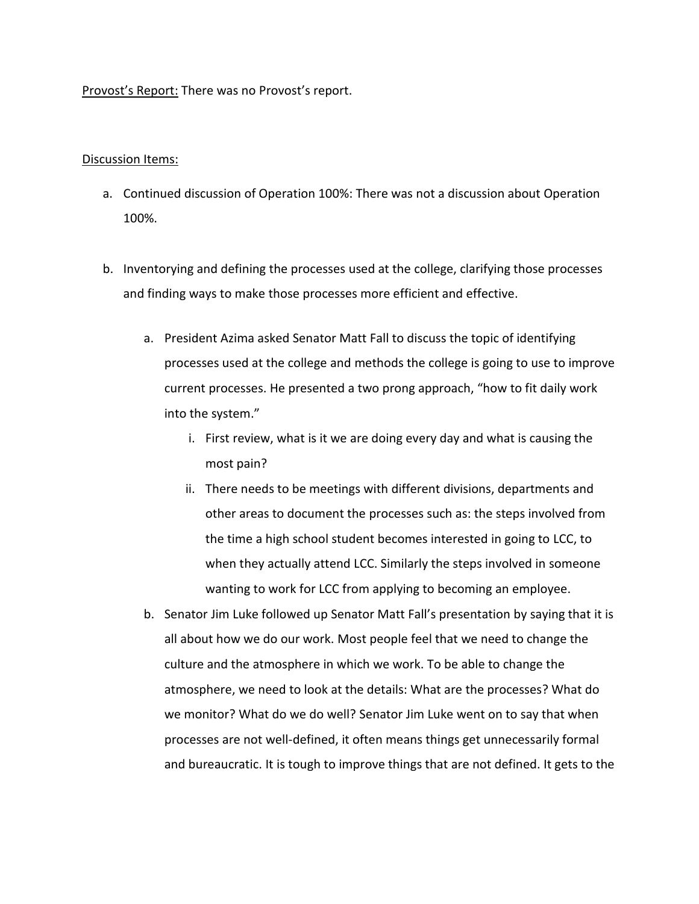<u>Provost's Report:</u> There was no Provost's report.

<u>Discussion Items:</u>

a. Continued discussion of Operation 100%: There was not a discussion about Operation 100%.

b. Inventorying and defining the processes used at the college, clarifying those processes and finding ways to make those processes more efficient and effective.

   a. President Azima asked Senator Matt Fall to discuss the topic of identifying processes used at the college and methods the college is going to use to improve current processes. He presented a two prong approach, "how to fit daily work into the system."

      i. First review, what is it we are doing every day and what is causing the most pain?

      ii. There needs to be meetings with different divisions, departments and other areas to document the processes such as: the steps involved from the time a high school student becomes interested in going to LCC, to when they actually attend LCC. Similarly the steps involved in someone wanting to work for LCC from applying to becoming an employee.

   b. Senator Jim Luke followed up Senator Matt Fall's presentation by saying that it is all about how we do our work. Most people feel that we need to change the culture and the atmosphere in which we work. To be able to change the atmosphere, we need to look at the details: What are the processes? What do we monitor? What do we do well? Senator Jim Luke went on to say that when processes are not well-defined, it often means things get unnecessarily formal and bureaucratic. It is tough to improve things that are not defined. It gets to the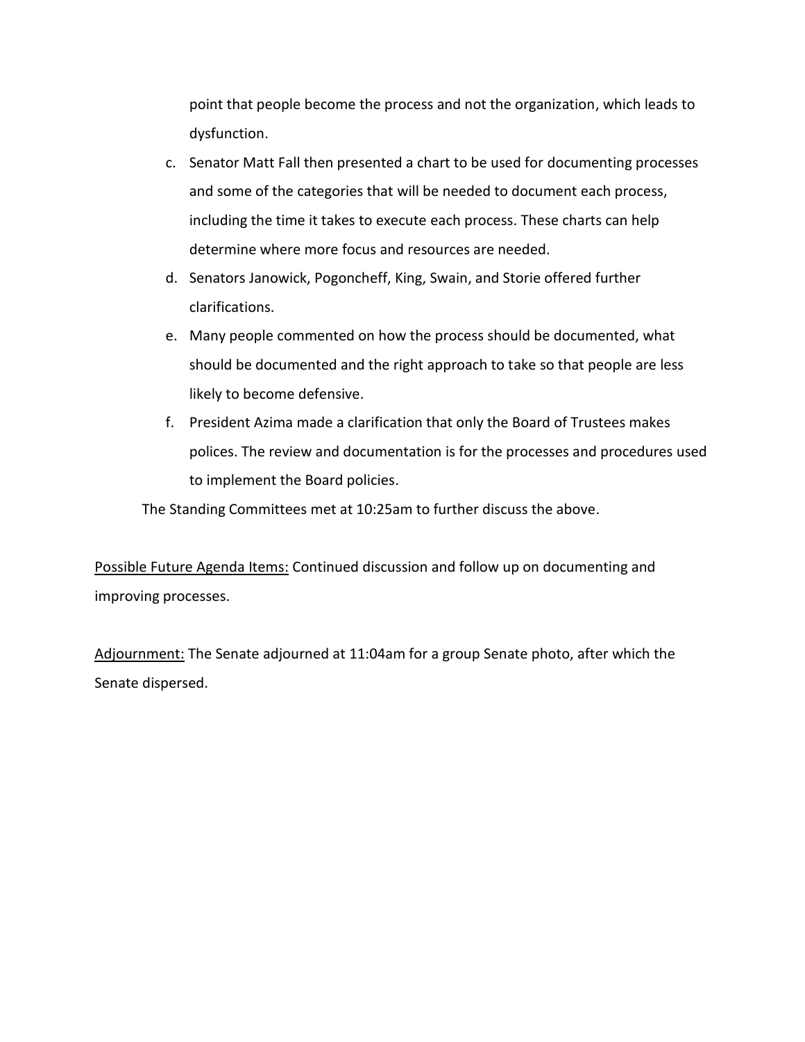point that people become the process and not the organization, which leads to dysfunction.

c. Senator Matt Fall then presented a chart to be used for documenting processes and some of the categories that will be needed to document each process, including the time it takes to execute each process. These charts can help determine where more focus and resources are needed.

d. Senators Janowick, Pogoncheff, King, Swain, and Storie offered further clarifications.

e. Many people commented on how the process should be documented, what should be documented and the right approach to take so that people are less likely to become defensive.

f. President Azima made a clarification that only the Board of Trustees makes polices. The review and documentation is for the processes and procedures used to implement the Board policies.

The Standing Committees met at 10:25am to further discuss the above.

<u>Possible Future Agenda Items:</u> Continued discussion and follow up on documenting and improving processes.

<u>Adjournment:</u> The Senate adjourned at 11:04am for a group Senate photo, after which the Senate dispersed.